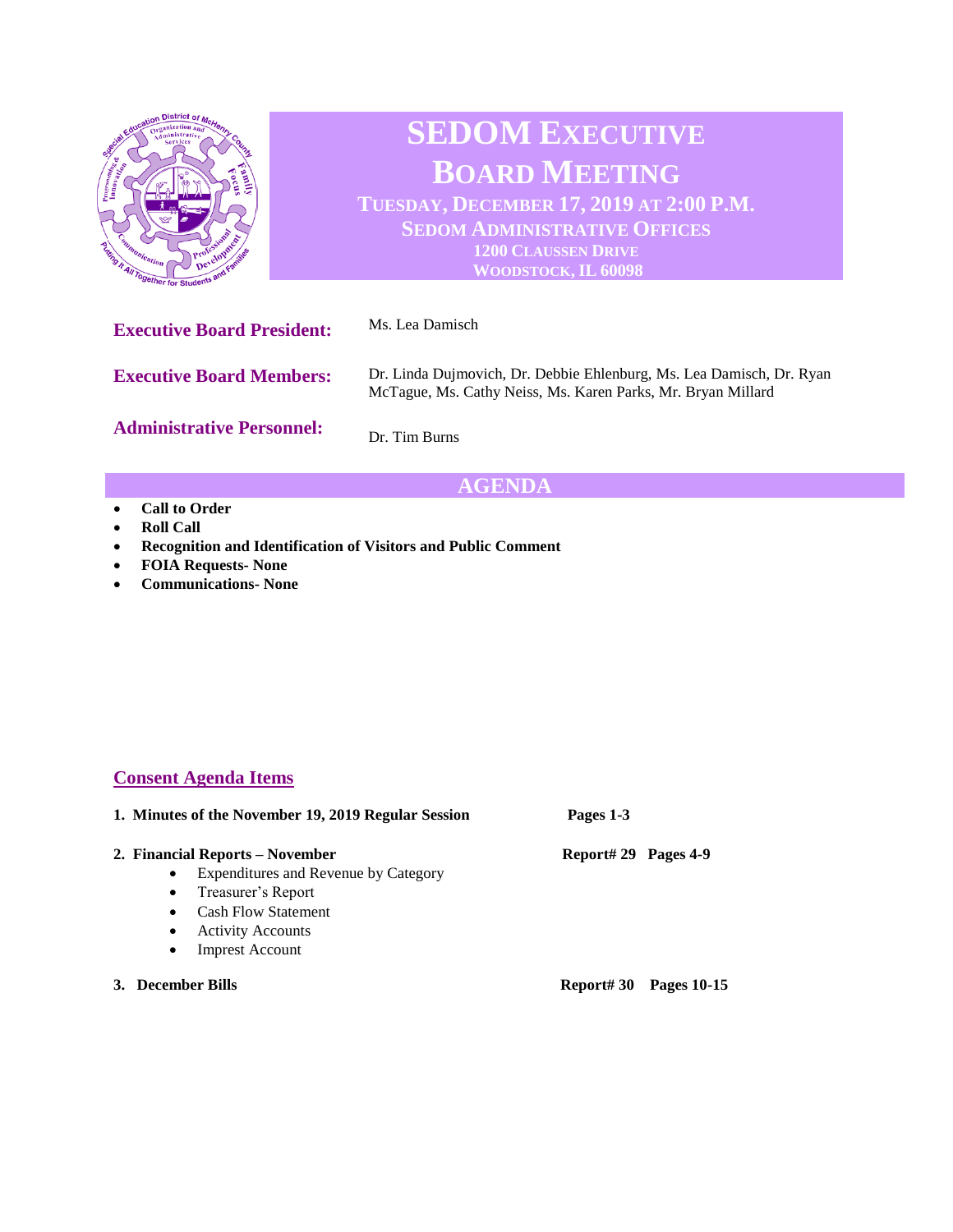# SEDOM Executive Board Meeting

**Tuesday, December 17, 2019 at 2:00 P.M.**
**SEDOM Administrative Offices**
**1200 Claussen Drive**
**Woodstock, IL 60098**

**Executive Board President:** Ms. Lea Damisch

**Executive Board Members:** Dr. Linda Dujmovich, Dr. Debbie Ehlenburg, Ms. Lea Damisch, Dr. Ryan McTague, Ms. Cathy Neiss, Ms. Karen Parks, Mr. Bryan Millard

**Administrative Personnel:** Dr. Tim Burns

## AGENDA

- **Call to Order**
- **Roll Call**
- **Recognition and Identification of Visitors and Public Comment**
- **FOIA Requests- None**
- **Communications- None**

### Consent Agenda Items

1. **Minutes of the November 19, 2019 Regular Session** — **Pages 1-3**

2. **Financial Reports – November** — **Report# 29 Pages 4-9**
   - Expenditures and Revenue by Category
   - Treasurer's Report
   - Cash Flow Statement
   - Activity Accounts
   - Imprest Account

3. **December Bills** — **Report# 30 Pages 10-15**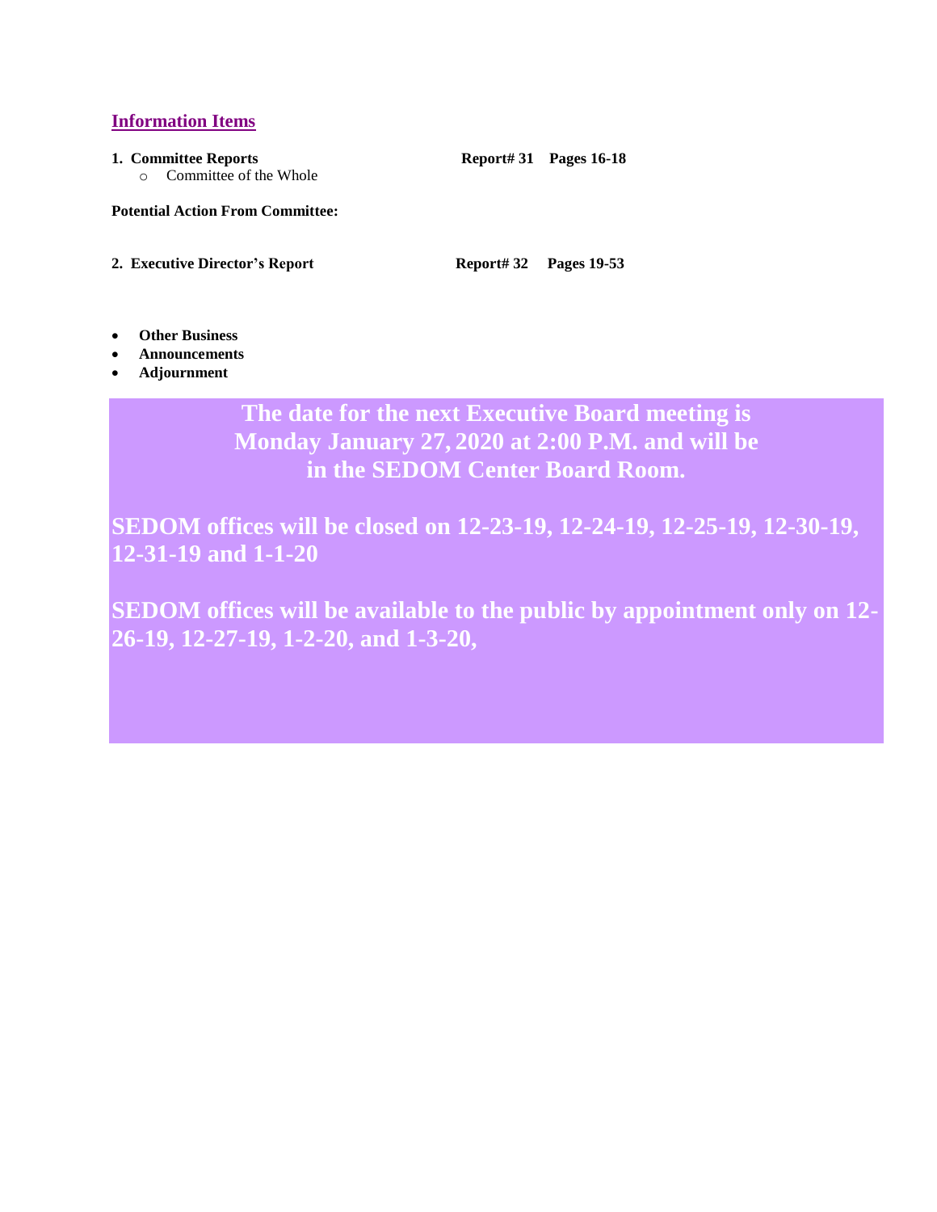## Information Items

1. **Committee Reports** **Report# 31 Pages 16-18**
   - Committee of the Whole

**Potential Action From Committee:**

2. **Executive Director's Report** **Report# 32 Pages 19-53**

- **Other Business**
- **Announcements**
- **Adjournment**

**The date for the next Executive Board meeting is Monday January 27, 2020 at 2:00 P.M. and will be in the SEDOM Center Board Room.**

**SEDOM offices will be closed on 12-23-19, 12-24-19, 12-25-19, 12-30-19, 12-31-19 and 1-1-20**

**SEDOM offices will be available to the public by appointment only on 12-26-19, 12-27-19, 1-2-20, and 1-3-20,**